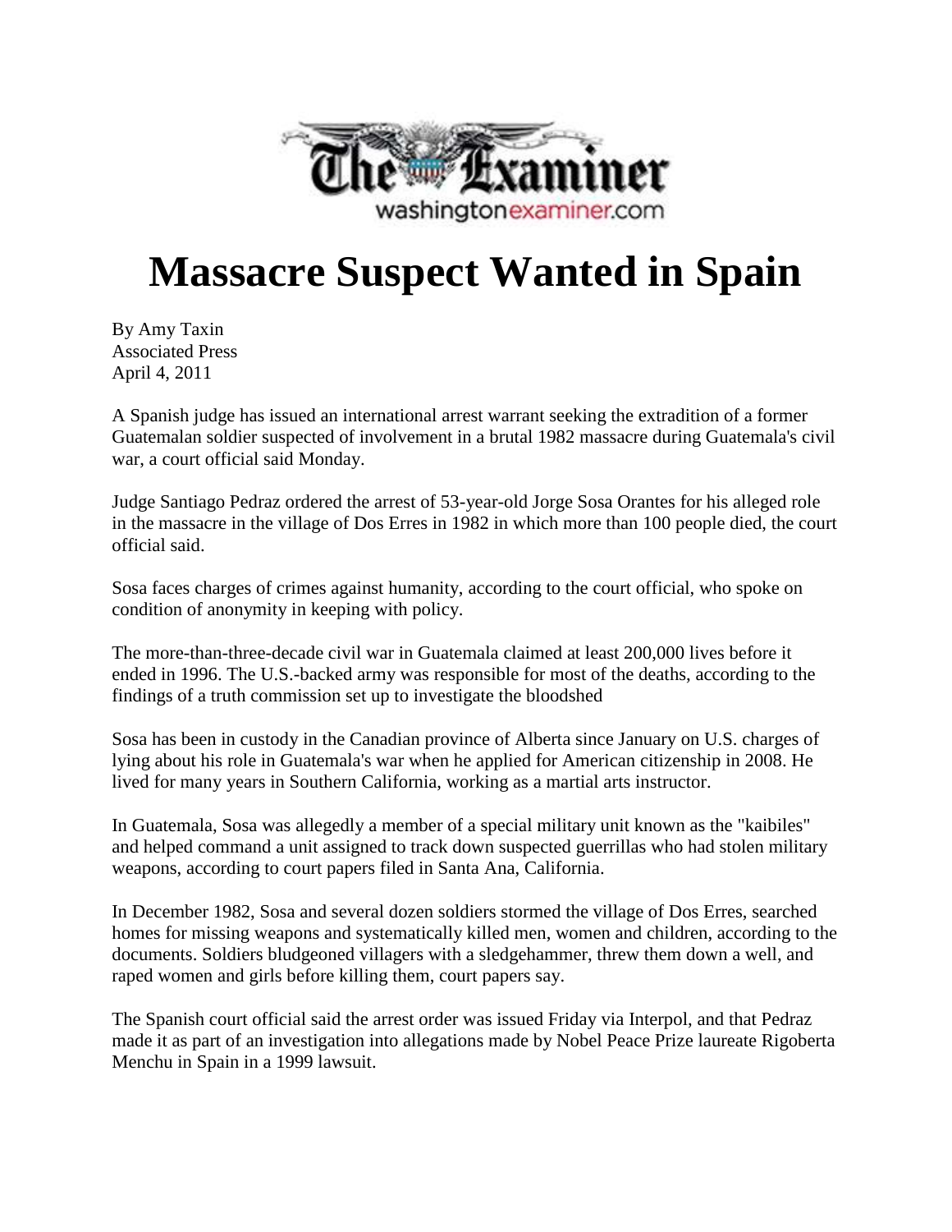The Examiner
washingtonexaminer.com

# Massacre Suspect Wanted in Spain

By Amy Taxin
Associated Press
April 4, 2011

A Spanish judge has issued an international arrest warrant seeking the extradition of a former Guatemalan soldier suspected of involvement in a brutal 1982 massacre during Guatemala's civil war, a court official said Monday.

Judge Santiago Pedraz ordered the arrest of 53-year-old Jorge Sosa Orantes for his alleged role in the massacre in the village of Dos Erres in 1982 in which more than 100 people died, the court official said.

Sosa faces charges of crimes against humanity, according to the court official, who spoke on condition of anonymity in keeping with policy.

The more-than-three-decade civil war in Guatemala claimed at least 200,000 lives before it ended in 1996. The U.S.-backed army was responsible for most of the deaths, according to the findings of a truth commission set up to investigate the bloodshed

Sosa has been in custody in the Canadian province of Alberta since January on U.S. charges of lying about his role in Guatemala's war when he applied for American citizenship in 2008. He lived for many years in Southern California, working as a martial arts instructor.

In Guatemala, Sosa was allegedly a member of a special military unit known as the "kaibiles" and helped command a unit assigned to track down suspected guerrillas who had stolen military weapons, according to court papers filed in Santa Ana, California.

In December 1982, Sosa and several dozen soldiers stormed the village of Dos Erres, searched homes for missing weapons and systematically killed men, women and children, according to the documents. Soldiers bludgeoned villagers with a sledgehammer, threw them down a well, and raped women and girls before killing them, court papers say.

The Spanish court official said the arrest order was issued Friday via Interpol, and that Pedraz made it as part of an investigation into allegations made by Nobel Peace Prize laureate Rigoberta Menchu in Spain in a 1999 lawsuit.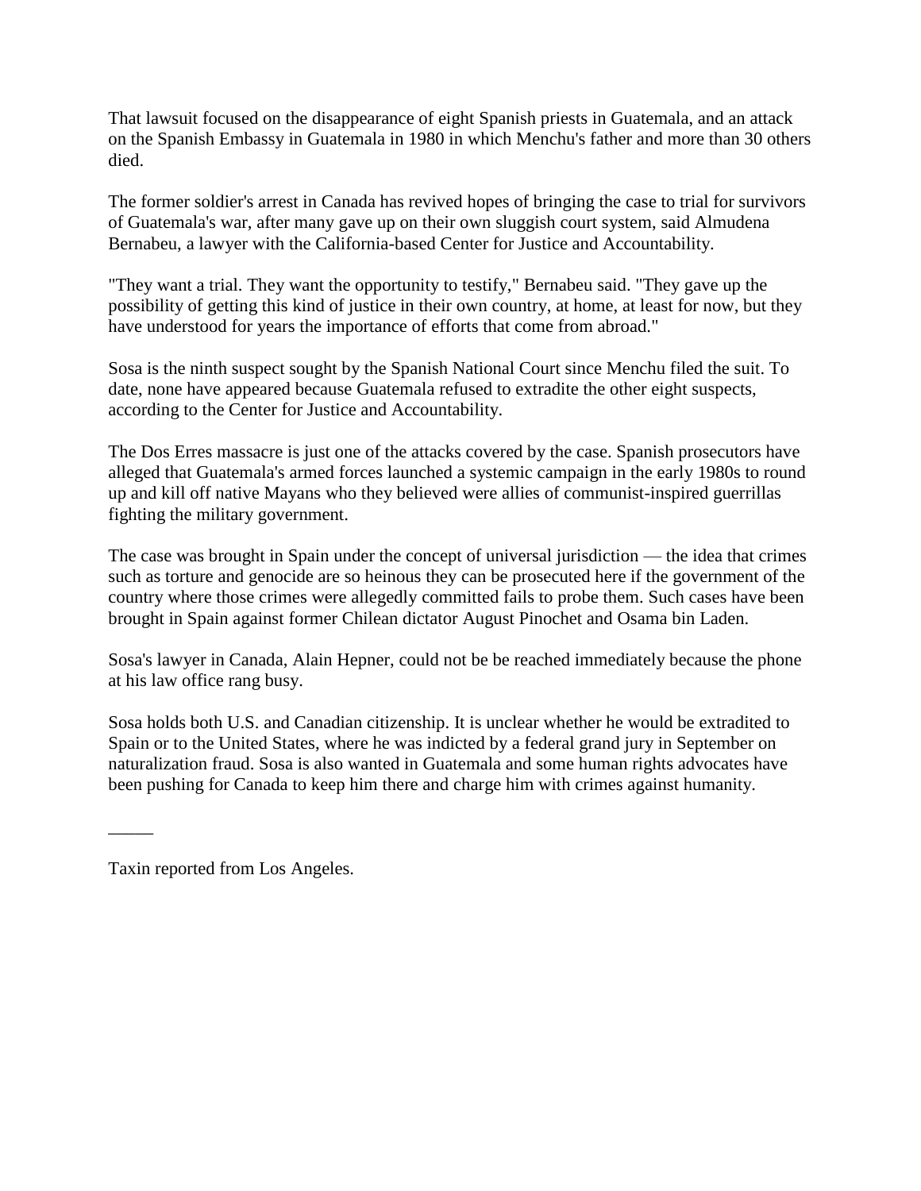That lawsuit focused on the disappearance of eight Spanish priests in Guatemala, and an attack on the Spanish Embassy in Guatemala in 1980 in which Menchu's father and more than 30 others died.

The former soldier's arrest in Canada has revived hopes of bringing the case to trial for survivors of Guatemala's war, after many gave up on their own sluggish court system, said Almudena Bernabeu, a lawyer with the California-based Center for Justice and Accountability.

"They want a trial. They want the opportunity to testify," Bernabeu said. "They gave up the possibility of getting this kind of justice in their own country, at home, at least for now, but they have understood for years the importance of efforts that come from abroad."

Sosa is the ninth suspect sought by the Spanish National Court since Menchu filed the suit. To date, none have appeared because Guatemala refused to extradite the other eight suspects, according to the Center for Justice and Accountability.

The Dos Erres massacre is just one of the attacks covered by the case. Spanish prosecutors have alleged that Guatemala's armed forces launched a systemic campaign in the early 1980s to round up and kill off native Mayans who they believed were allies of communist-inspired guerrillas fighting the military government.

The case was brought in Spain under the concept of universal jurisdiction — the idea that crimes such as torture and genocide are so heinous they can be prosecuted here if the government of the country where those crimes were allegedly committed fails to probe them. Such cases have been brought in Spain against former Chilean dictator August Pinochet and Osama bin Laden.

Sosa's lawyer in Canada, Alain Hepner, could not be be reached immediately because the phone at his law office rang busy.

Sosa holds both U.S. and Canadian citizenship. It is unclear whether he would be extradited to Spain or to the United States, where he was indicted by a federal grand jury in September on naturalization fraud. Sosa is also wanted in Guatemala and some human rights advocates have been pushing for Canada to keep him there and charge him with crimes against humanity.

\_\_\_\_\_

Taxin reported from Los Angeles.